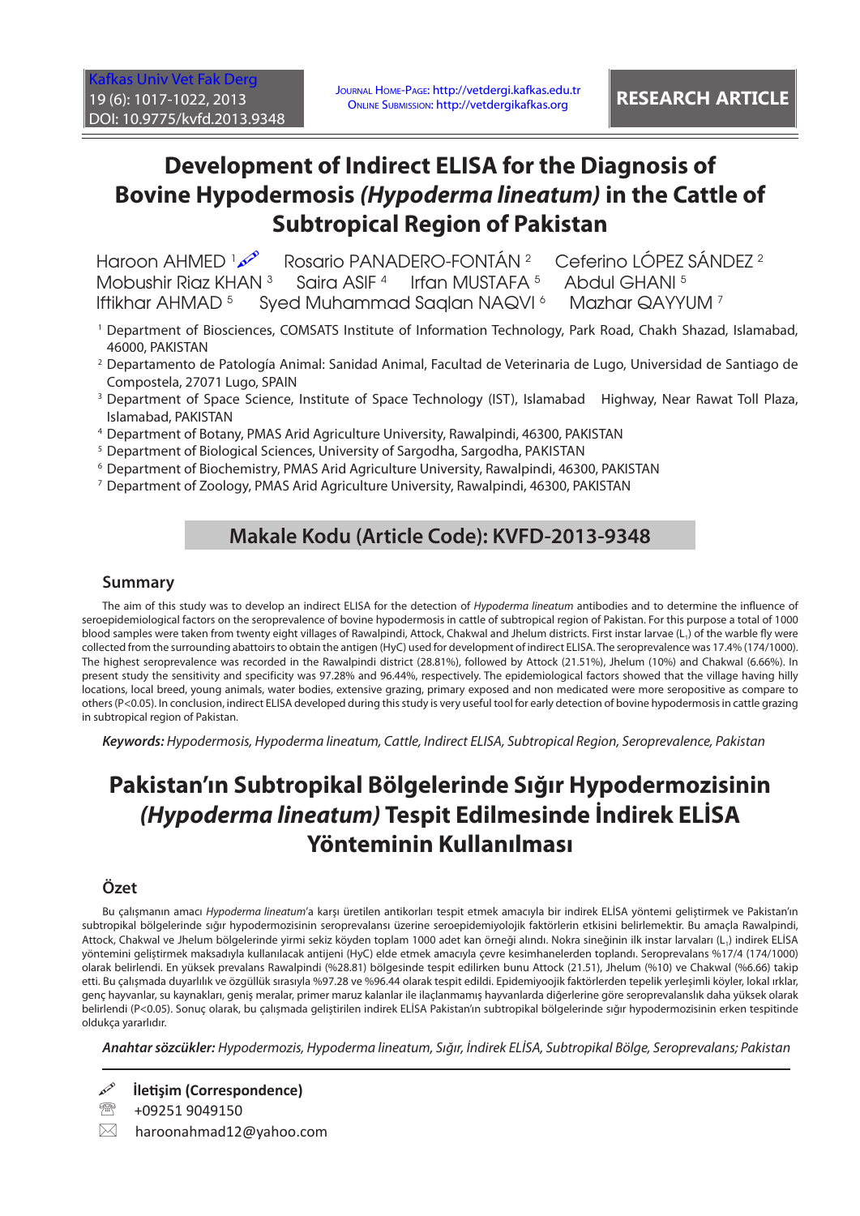# Development of Indirect ELISA for the Diagnosis of Bovine Hypodermosis *(Hypoderma lineatum)* in the Cattle of Subtropical Region of Pakistan

Haroon AHMED [1] Rosario PANADERO-FONTÁN [2] Ceferino LÓPEZ SÁNDEZ [2] Mobushir Riaz KHAN [3] Saira ASIF [4] Irfan MUSTAFA [5] Abdul GHANI [5] Iftikhar AHMAD [5] Syed Muhammad Saqlan NAQVI [6] Mazhar QAYYUM [7]

[1] Department of Biosciences, COMSATS Institute of Information Technology, Park Road, Chakh Shazad, Islamabad, 46000, PAKISTAN

[2] Departamento de Patología Animal: Sanidad Animal, Facultad de Veterinaria de Lugo, Universidad de Santiago de Compostela, 27071 Lugo, SPAIN

[3] Department of Space Science, Institute of Space Technology (IST), Islamabad Highway, Near Rawat Toll Plaza, Islamabad, PAKISTAN

[4] Department of Botany, PMAS Arid Agriculture University, Rawalpindi, 46300, PAKISTAN

[5] Department of Biological Sciences, University of Sargodha, Sargodha, PAKISTAN

[6] Department of Biochemistry, PMAS Arid Agriculture University, Rawalpindi, 46300, PAKISTAN

[7] Department of Zoology, PMAS Arid Agriculture University, Rawalpindi, 46300, PAKISTAN

**Makale Kodu (Article Code): KVFD-2013-9348**

## Summary

The aim of this study was to develop an indirect ELISA for the detection of *Hypoderma lineatum* antibodies and to determine the influence of seroepidemiological factors on the seroprevalence of bovine hypodermosis in cattle of subtropical region of Pakistan. For this purpose a total of 1000 blood samples were taken from twenty eight villages of Rawalpindi, Attock, Chakwal and Jhelum districts. First instar larvae ($L_1$) of the warble fly were collected from the surrounding abattoirs to obtain the antigen (HyC) used for development of indirect ELISA. The seroprevalence was 17.4% (174/1000). The highest seroprevalence was recorded in the Rawalpindi district (28.81%), followed by Attock (21.51%), Jhelum (10%) and Chakwal (6.66%). In present study the sensitivity and specificity was 97.28% and 96.44%, respectively. The epidemiological factors showed that the village having hilly locations, local breed, young animals, water bodies, extensive grazing, primary exposed and non medicated were more seropositive as compare to others ($P<0.05$). In conclusion, indirect ELISA developed during this study is very useful tool for early detection of bovine hypodermosis in cattle grazing in subtropical region of Pakistan.

***Keywords:*** *Hypodermosis, Hypoderma lineatum, Cattle, Indirect ELISA, Subtropical Region, Seroprevalence, Pakistan*

# Pakistan'ın Subtropikal Bölgelerinde Sığır Hypodermozisinin *(Hypoderma lineatum)* Tespit Edilmesinde İndirek ELİSA Yönteminin Kullanılması

## Özet

Bu çalışmanın amacı *Hypoderma lineatum*'a karşı üretilen antikorları tespit etmek amacıyla bir indirek ELİSA yöntemi geliştirmek ve Pakistan'ın subtropikal bölgelerinde sığır hypodermozisinin seroprevalansı üzerine seroepidemiyolojik faktörlerin etkisini belirlemektir. Bu amaçla Rawalpindi, Attock, Chakwal ve Jhelum bölgelerinde yirmi sekiz köyden toplam 1000 adet kan örneği alındı. Nokra sineğinin ilk instar larvaları ($L_1$) indirek ELİSA yöntemini geliştirmek maksadıyla kullanılacak antijeni (HyC) elde etmek amacıyla çevre kesimhanelerden toplandı. Seroprevalans %17/4 (174/1000) olarak belirlendi. En yüksek prevalans Rawalpindi (%28.81) bölgesinde tespit edilirken bunu Attock (21.51), Jhelum (%10) ve Chakwal (%6.66) takip etti. Bu çalışmada duyarlılık ve özgüllük sırasıyla %97.28 ve %96.44 olarak tespit edildi. Epidemiyoojik faktörlerden tepelik yerleşimli köyler, lokal ırklar, genç hayvanlar, su kaynakları, geniş meralar, primer maruz kalanlar ile ilaçlanmamış hayvanlarda diğerlerine göre seroprevalanslık daha yüksek olarak belirlendi ($P<0.05$). Sonuç olarak, bu çalışmada geliştirilen indirek ELİSA Pakistan'ın subtropikal bölgelerinde sığır hypodermozisinin erken tespitinde oldukça yararlıdır.

***Anahtar sözcükler:*** *Hypodermozis, Hypoderma lineatum, Sığır, İndirek ELİSA, Subtropikal Bölge, Seroprevalans; Pakistan*

**İletişim (Correspondence)**

+09251 9049150

haroonahmad12@yahoo.com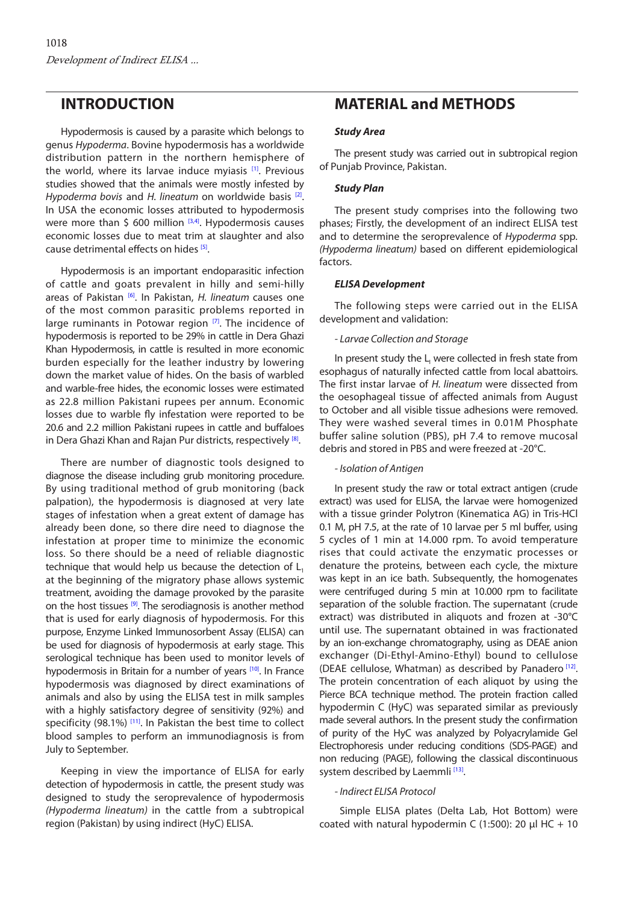## INTRODUCTION

Hypodermosis is caused by a parasite which belongs to genus *Hypoderma*. Bovine hypodermosis has a worldwide distribution pattern in the northern hemisphere of the world, where its larvae induce myiasis [1]. Previous studies showed that the animals were mostly infested by *Hypoderma bovis* and *H. lineatum* on worldwide basis [2]. In USA the economic losses attributed to hypodermosis were more than $ 600 million [3,4]. Hypodermosis causes economic losses due to meat trim at slaughter and also cause detrimental effects on hides [5].

Hypodermosis is an important endoparasitic infection of cattle and goats prevalent in hilly and semi-hilly areas of Pakistan [6]. In Pakistan, *H. lineatum* causes one of the most common parasitic problems reported in large ruminants in Potowar region [7]. The incidence of hypodermosis is reported to be 29% in cattle in Dera Ghazi Khan Hypodermosis, in cattle is resulted in more economic burden especially for the leather industry by lowering down the market value of hides. On the basis of warbled and warble-free hides, the economic losses were estimated as 22.8 million Pakistani rupees per annum. Economic losses due to warble fly infestation were reported to be 20.6 and 2.2 million Pakistani rupees in cattle and buffaloes in Dera Ghazi Khan and Rajan Pur districts, respectively [8].

There are number of diagnostic tools designed to diagnose the disease including grub monitoring procedure. By using traditional method of grub monitoring (back palpation), the hypodermosis is diagnosed at very late stages of infestation when a great extent of damage has already been done, so there dire need to diagnose the infestation at proper time to minimize the economic loss. So there should be a need of reliable diagnostic technique that would help us because the detection of $L_1$ at the beginning of the migratory phase allows systemic treatment, avoiding the damage provoked by the parasite on the host tissues [9]. The serodiagnosis is another method that is used for early diagnosis of hypodermosis. For this purpose, Enzyme Linked Immunosorbent Assay (ELISA) can be used for diagnosis of hypodermosis at early stage. This serological technique has been used to monitor levels of hypodermosis in Britain for a number of years [10]. In France hypodermosis was diagnosed by direct examinations of animals and also by using the ELISA test in milk samples with a highly satisfactory degree of sensitivity (92%) and specificity (98.1%) [11]. In Pakistan the best time to collect blood samples to perform an immunodiagnosis is from July to September.

Keeping in view the importance of ELISA for early detection of hypodermosis in cattle, the present study was designed to study the seroprevalence of hypodermosis *(Hypoderma lineatum)* in the cattle from a subtropical region (Pakistan) by using indirect (HyC) ELISA.

## MATERIAL and METHODS

### *Study Area*

The present study was carried out in subtropical region of Punjab Province, Pakistan.

### *Study Plan*

The present study comprises into the following two phases; Firstly, the development of an indirect ELISA test and to determine the seroprevalence of *Hypoderma* spp. *(Hypoderma lineatum)* based on different epidemiological factors.

### *ELISA Development*

The following steps were carried out in the ELISA development and validation:

*- Larvae Collection and Storage*

In present study the $L_1$ were collected in fresh state from esophagus of naturally infected cattle from local abattoirs. The first instar larvae of *H. lineatum* were dissected from the oesophageal tissue of affected animals from August to October and all visible tissue adhesions were removed. They were washed several times in 0.01M Phosphate buffer saline solution (PBS), pH 7.4 to remove mucosal debris and stored in PBS and were freezed at -20°C.

*- Isolation of Antigen*

In present study the raw or total extract antigen (crude extract) was used for ELISA, the larvae were homogenized with a tissue grinder Polytron (Kinematica AG) in Tris-HCl 0.1 M, pH 7.5, at the rate of 10 larvae per 5 ml buffer, using 5 cycles of 1 min at 14.000 rpm. To avoid temperature rises that could activate the enzymatic processes or denature the proteins, between each cycle, the mixture was kept in an ice bath. Subsequently, the homogenates were centrifuged during 5 min at 10.000 rpm to facilitate separation of the soluble fraction. The supernatant (crude extract) was distributed in aliquots and frozen at -30°C until use. The supernatant obtained in was fractionated by an ion-exchange chromatography, using as DEAE anion exchanger (Di-Ethyl-Amino-Ethyl) bound to cellulose (DEAE cellulose, Whatman) as described by Panadero [12]. The protein concentration of each aliquot by using the Pierce BCA technique method. The protein fraction called hypodermin C (HyC) was separated similar as previously made several authors. In the present study the confirmation of purity of the HyC was analyzed by Polyacrylamide Gel Electrophoresis under reducing conditions (SDS-PAGE) and non reducing (PAGE), following the classical discontinuous system described by Laemmli [13].

*- Indirect ELISA Protocol*

Simple ELISA plates (Delta Lab, Hot Bottom) were coated with natural hypodermin C (1:500): 20 µl HC + 10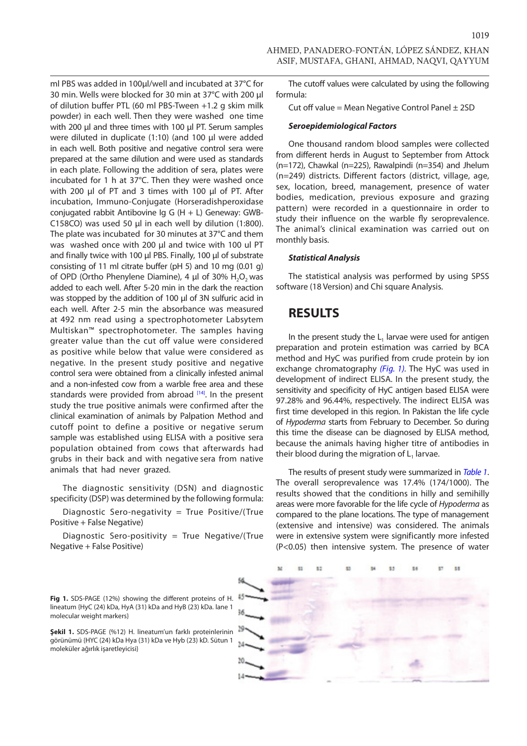ml PBS was added in 100µl/well and incubated at 37°C for 30 min. Wells were blocked for 30 min at 37°C with 200 µl of dilution buffer PTL (60 ml PBS-Tween +1.2 g skim milk powder) in each well. Then they were washed one time with 200 µl and three times with 100 µl PT. Serum samples were diluted in duplicate (1:10) (and 100 µl were added in each well. Both positive and negative control sera were prepared at the same dilution and were used as standards in each plate. Following the addition of sera, plates were incubated for 1 h at 37°C. Then they were washed once with 200 µl of PT and 3 times with 100 µl of PT. After incubation, Immuno-Conjugate (Horseradishperoxidase conjugated rabbit Antibovine Ig G (H + L) Geneway: GWB-C158CO) was used 50 µl in each well by dilution (1:800). The plate was incubated for 30 minutes at 37°C and them was washed once with 200 µl and twice with 100 ul PT and finally twice with 100 µl PBS. Finally, 100 µl of substrate consisting of 11 ml citrate buffer (pH 5) and 10 mg (0.01 g) of OPD (Ortho Phenylene Diamine), 4 µl of 30% $H_2O_2$ was added to each well. After 5-20 min in the dark the reaction was stopped by the addition of 100 µl of 3N sulfuric acid in each well. After 2-5 min the absorbance was measured at 492 nm read using a spectrophotometer Labsytem Multiskan™ spectrophotometer. The samples having greater value than the cut off value were considered as positive while below that value were considered as negative. In the present study positive and negative control sera were obtained from a clinically infested animal and a non-infested cow from a warble free area and these standards were provided from abroad [14]. In the present study the true positive animals were confirmed after the clinical examination of animals by Palpation Method and cutoff point to define a positive or negative serum sample was established using ELISA with a positive sera population obtained from cows that afterwards had grubs in their back and with negative sera from native animals that had never grazed.

The diagnostic sensitivity (DSN) and diagnostic specificity (DSP) was determined by the following formula:

Diagnostic Sero-negativity = True Positive/(True Positive + False Negative)

Diagnostic Sero-positivity = True Negative/(True Negative + False Positive)

The cutoff values were calculated by using the following formula:

Cut off value = Mean Negative Control Panel ± 2SD

#### *Seroepidemiological Factors*

One thousand random blood samples were collected from different herds in August to September from Attock (n=172), Chawkal (n=225), Rawalpindi (n=354) and Jhelum (n=249) districts. Different factors (district, village, age, sex, location, breed, management, presence of water bodies, medication, previous exposure and grazing pattern) were recorded in a questionnaire in order to study their influence on the warble fly seroprevalence. The animal's clinical examination was carried out on monthly basis.

#### *Statistical Analysis*

The statistical analysis was performed by using SPSS software (18 Version) and Chi square Analysis.

## RESULTS

In the present study the $L_1$ larvae were used for antigen preparation and protein estimation was carried by BCA method and HyC was purified from crude protein by ion exchange chromatography *(Fig. 1)*. The HyC was used in development of indirect ELISA. In the present study, the sensitivity and specificity of HyC antigen based ELISA were 97.28% and 96.44%, respectively. The indirect ELISA was first time developed in this region. In Pakistan the life cycle of *Hypoderma* starts from February to December. So during this time the disease can be diagnosed by ELISA method, because the animals having higher titre of antibodies in their blood during the migration of $L_1$ larvae.

The results of present study were summarized in *Table 1*. The overall seroprevalence was 17.4% (174/1000). The results showed that the conditions in hilly and semihilly areas were more favorable for the life cycle of *Hypoderma* as compared to the plane locations. The type of management (extensive and intensive) was considered. The animals were in extensive system were significantly more infested (P<0.05) then intensive system. The presence of water

**Fig 1.** SDS-PAGE (12%) showing the different proteins of H. lineatum {HyC (24) kDa, HyA (31) kDa and HyB (23) kDa. lane 1 molecular weight markers}

**Şekil 1.** SDS-PAGE (%12) H. lineatum'un farklı proteinlerinin görünümü {HYC (24) kDa Hya (31) kDa ve Hyb (23) kD. Sütun 1 moleküler ağırlık işaretleyicisi}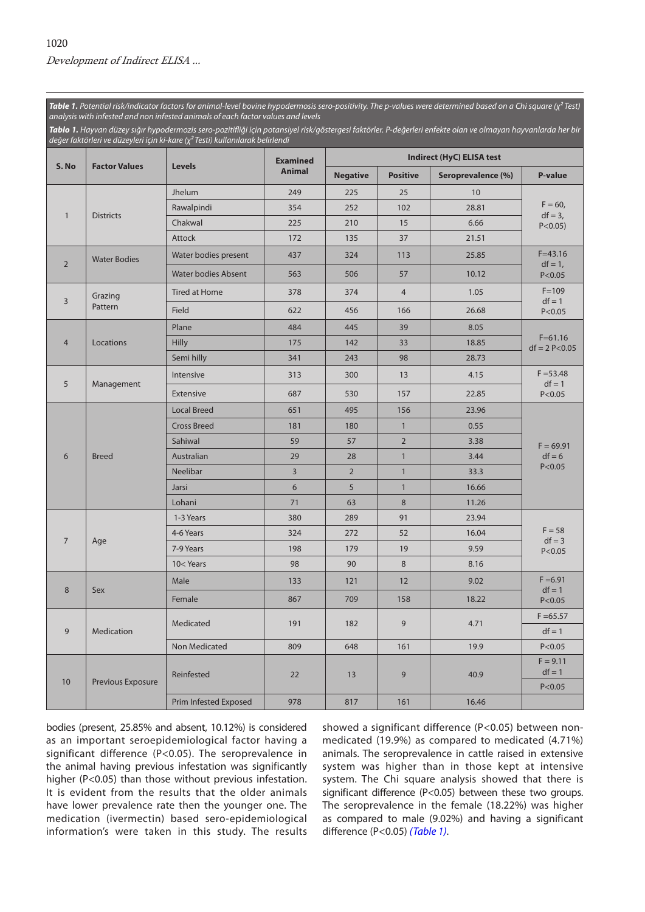**Table 1.** *Potential risk/indicator factors for animal-level bovine hypodermosis sero-positivity. The p-values were determined based on a Chi square ($\chi^2$ Test) analysis with infested and non infested animals of each factor values and levels*

**Tablo 1.** *Hayvan düzey sığır hypodermozis sero-pozitifliği için potansiyel risk/göstergesi faktörler. P-değerleri enfekte olan ve olmayan hayvanlarda her bir değer faktörleri ve düzeyleri için ki-kare ($\chi^2$ Testi) kullanılarak belirlendi*

| S. No | Factor Values | Levels | Examined Animal | Indirect (HyC) ELISA test | | | |
|---|---|---|---|---|---|---|---|
| | | | | Negative | Positive | Seroprevalence (%) | P-value |
| 1 | Districts | Jhelum | 249 | 225 | 25 | 10 | F = 60, df = 3, P<0.05) |
| | | Rawalpindi | 354 | 252 | 102 | 28.81 | |
| | | Chakwal | 225 | 210 | 15 | 6.66 | |
| | | Attock | 172 | 135 | 37 | 21.51 | |
| 2 | Water Bodies | Water bodies present | 437 | 324 | 113 | 25.85 | F=43.16 df = 1, P<0.05 |
| | | Water bodies Absent | 563 | 506 | 57 | 10.12 | |
| 3 | Grazing Pattern | Tired at Home | 378 | 374 | 4 | 1.05 | F=109 df = 1 P<0.05 |
| | | Field | 622 | 456 | 166 | 26.68 | |
| 4 | Locations | Plane | 484 | 445 | 39 | 8.05 | F=61.16 df = 2 P<0.05 |
| | | Hilly | 175 | 142 | 33 | 18.85 | |
| | | Semi hilly | 341 | 243 | 98 | 28.73 | |
| 5 | Management | Intensive | 313 | 300 | 13 | 4.15 | F =53.48 df = 1 P<0.05 |
| | | Extensive | 687 | 530 | 157 | 22.85 | |
| 6 | Breed | Local Breed | 651 | 495 | 156 | 23.96 | F = 69.91 df = 6 P<0.05 |
| | | Cross Breed | 181 | 180 | 1 | 0.55 | |
| | | Sahiwal | 59 | 57 | 2 | 3.38 | |
| | | Australian | 29 | 28 | 1 | 3.44 | |
| | | Neelibar | 3 | 2 | 1 | 33.3 | |
| | | Jarsi | 6 | 5 | 1 | 16.66 | |
| | | Lohani | 71 | 63 | 8 | 11.26 | |
| 7 | Age | 1-3 Years | 380 | 289 | 91 | 23.94 | F = 58 df = 3 P<0.05 |
| | | 4-6 Years | 324 | 272 | 52 | 16.04 | |
| | | 7-9 Years | 198 | 179 | 19 | 9.59 | |
| | | 10< Years | 98 | 90 | 8 | 8.16 | |
| 8 | Sex | Male | 133 | 121 | 12 | 9.02 | F =6.91 df = 1 P<0.05 |
| | | Female | 867 | 709 | 158 | 18.22 | |
| 9 | Medication | Medicated | 191 | 182 | 9 | 4.71 | F =65.57 df = 1 |
| | | Non Medicated | 809 | 648 | 161 | 19.9 | P<0.05 |
| 10 | Previous Exposure | Reinfested | 22 | 13 | 9 | 40.9 | F = 9.11 df = 1 P<0.05 |
| | | Prim Infested Exposed | 978 | 817 | 161 | 16.46 | |

bodies (present, 25.85% and absent, 10.12%) is considered as an important seroepidemiological factor having a significant difference (P<0.05). The seroprevalence in the animal having previous infestation was significantly higher (P<0.05) than those without previous infestation. It is evident from the results that the older animals have lower prevalence rate then the younger one. The medication (ivermectin) based sero-epidemiological information's were taken in this study. The results showed a significant difference (P<0.05) between non-medicated (19.9%) as compared to medicated (4.71%) animals. The seroprevalence in cattle raised in extensive system was higher than in those kept at intensive system. The Chi square analysis showed that there is significant difference (P<0.05) between these two groups. The seroprevalence in the female (18.22%) was higher as compared to male (9.02%) and having a significant difference (P<0.05) *(Table 1)*.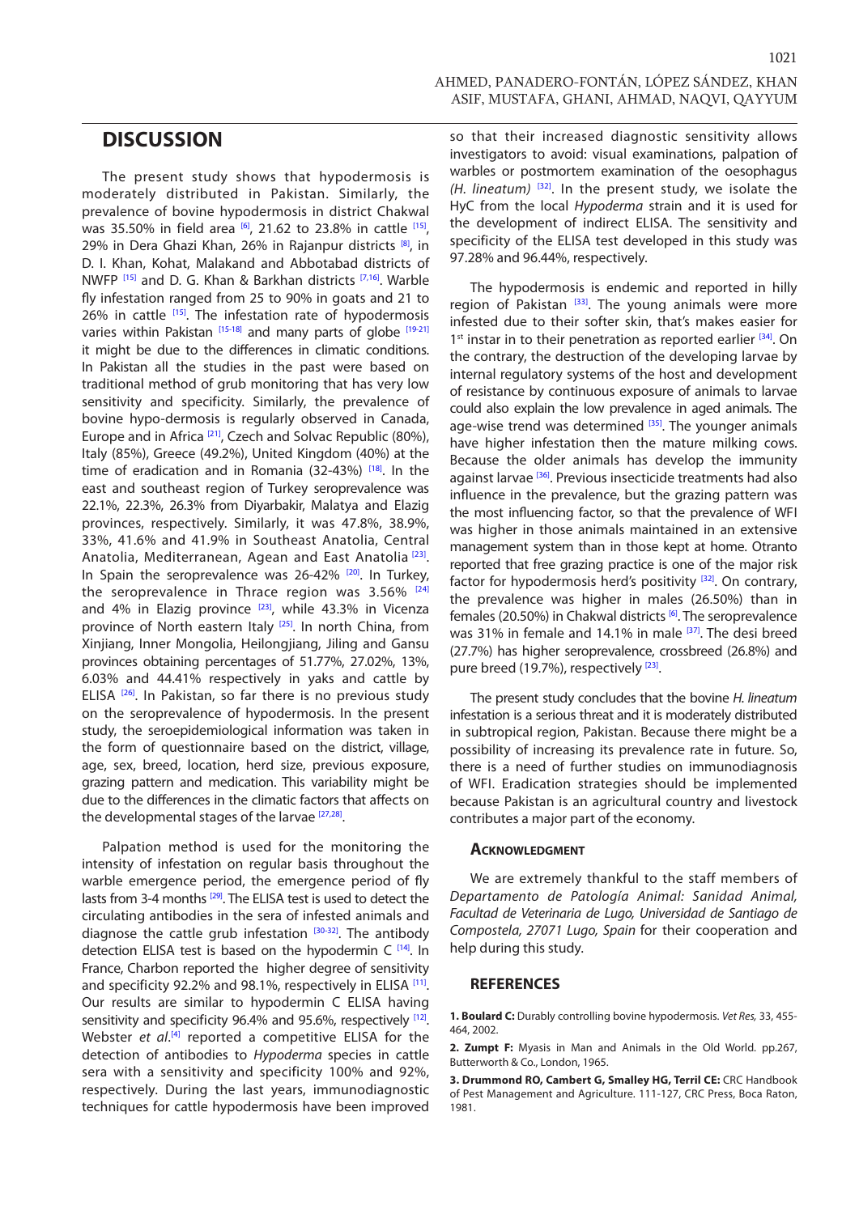## DISCUSSION

The present study shows that hypodermosis is moderately distributed in Pakistan. Similarly, the prevalence of bovine hypodermosis in district Chakwal was 35.50% in field area [6], 21.62 to 23.8% in cattle [15], 29% in Dera Ghazi Khan, 26% in Rajanpur districts [8], in D. I. Khan, Kohat, Malakand and Abbotabad districts of NWFP [15] and D. G. Khan & Barkhan districts [7,16]. Warble fly infestation ranged from 25 to 90% in goats and 21 to 26% in cattle [15]. The infestation rate of hypodermosis varies within Pakistan [15-18] and many parts of globe [19-21] it might be due to the differences in climatic conditions. In Pakistan all the studies in the past were based on traditional method of grub monitoring that has very low sensitivity and specificity. Similarly, the prevalence of bovine hypo-dermosis is regularly observed in Canada, Europe and in Africa [21], Czech and Solvac Republic (80%), Italy (85%), Greece (49.2%), United Kingdom (40%) at the time of eradication and in Romania (32-43%) [18]. In the east and southeast region of Turkey seroprevalence was 22.1%, 22.3%, 26.3% from Diyarbakir, Malatya and Elazig provinces, respectively. Similarly, it was 47.8%, 38.9%, 33%, 41.6% and 41.9% in Southeast Anatolia, Central Anatolia, Mediterranean, Agean and East Anatolia [23]. In Spain the seroprevalence was 26-42% [20]. In Turkey, the seroprevalence in Thrace region was 3.56% [24] and 4% in Elazig province [23], while 43.3% in Vicenza province of North eastern Italy [25]. In north China, from Xinjiang, Inner Mongolia, Heilongjiang, Jiling and Gansu provinces obtaining percentages of 51.77%, 27.02%, 13%, 6.03% and 44.41% respectively in yaks and cattle by ELISA [26]. In Pakistan, so far there is no previous study on the seroprevalence of hypodermosis. In the present study, the seroepidemiological information was taken in the form of questionnaire based on the district, village, age, sex, breed, location, herd size, previous exposure, grazing pattern and medication. This variability might be due to the differences in the climatic factors that affects on the developmental stages of the larvae [27,28].

Palpation method is used for the monitoring the intensity of infestation on regular basis throughout the warble emergence period, the emergence period of fly lasts from 3-4 months [29]. The ELISA test is used to detect the circulating antibodies in the sera of infested animals and diagnose the cattle grub infestation [30-32]. The antibody detection ELISA test is based on the hypodermin C [14]. In France, Charbon reported the higher degree of sensitivity and specificity 92.2% and 98.1%, respectively in ELISA [11]. Our results are similar to hypodermin C ELISA having sensitivity and specificity 96.4% and 95.6%, respectively [12]. Webster *et al.*[4] reported a competitive ELISA for the detection of antibodies to *Hypoderma* species in cattle sera with a sensitivity and specificity 100% and 92%, respectively. During the last years, immunodiagnostic techniques for cattle hypodermosis have been improved so that their increased diagnostic sensitivity allows investigators to avoid: visual examinations, palpation of warbles or postmortem examination of the oesophagus *(H. lineatum)* [32]. In the present study, we isolate the HyC from the local *Hypoderma* strain and it is used for the development of indirect ELISA. The sensitivity and specificity of the ELISA test developed in this study was 97.28% and 96.44%, respectively.

The hypodermosis is endemic and reported in hilly region of Pakistan [33]. The young animals were more infested due to their softer skin, that's makes easier for 1st instar in to their penetration as reported earlier [34]. On the contrary, the destruction of the developing larvae by internal regulatory systems of the host and development of resistance by continuous exposure of animals to larvae could also explain the low prevalence in aged animals. The age-wise trend was determined [35]. The younger animals have higher infestation then the mature milking cows. Because the older animals has develop the immunity against larvae [36]. Previous insecticide treatments had also influence in the prevalence, but the grazing pattern was the most influencing factor, so that the prevalence of WFI was higher in those animals maintained in an extensive management system than in those kept at home. Otranto reported that free grazing practice is one of the major risk factor for hypodermosis herd's positivity [32]. On contrary, the prevalence was higher in males (26.50%) than in females (20.50%) in Chakwal districts [6]. The seroprevalence was 31% in female and 14.1% in male [37]. The desi breed (27.7%) has higher seroprevalence, crossbreed (26.8%) and pure breed (19.7%), respectively [23].

The present study concludes that the bovine *H. lineatum* infestation is a serious threat and it is moderately distributed in subtropical region, Pakistan. Because there might be a possibility of increasing its prevalence rate in future. So, there is a need of further studies on immunodiagnosis of WFI. Eradication strategies should be implemented because Pakistan is an agricultural country and livestock contributes a major part of the economy.

### Acknowledgment

We are extremely thankful to the staff members of *Departamento de Patología Animal: Sanidad Animal, Facultad de Veterinaria de Lugo, Universidad de Santiago de Compostela, 27071 Lugo, Spain* for their cooperation and help during this study.

## REFERENCES

**1. Boulard C:** Durably controlling bovine hypodermosis. *Vet Res,* 33, 455-464, 2002.

**2. Zumpt F:** Myasis in Man and Animals in the Old World. pp.267, Butterworth & Co., London, 1965.

**3. Drummond RO, Cambert G, Smalley HG, Terril CE:** CRC Handbook of Pest Management and Agriculture. 111-127, CRC Press, Boca Raton, 1981.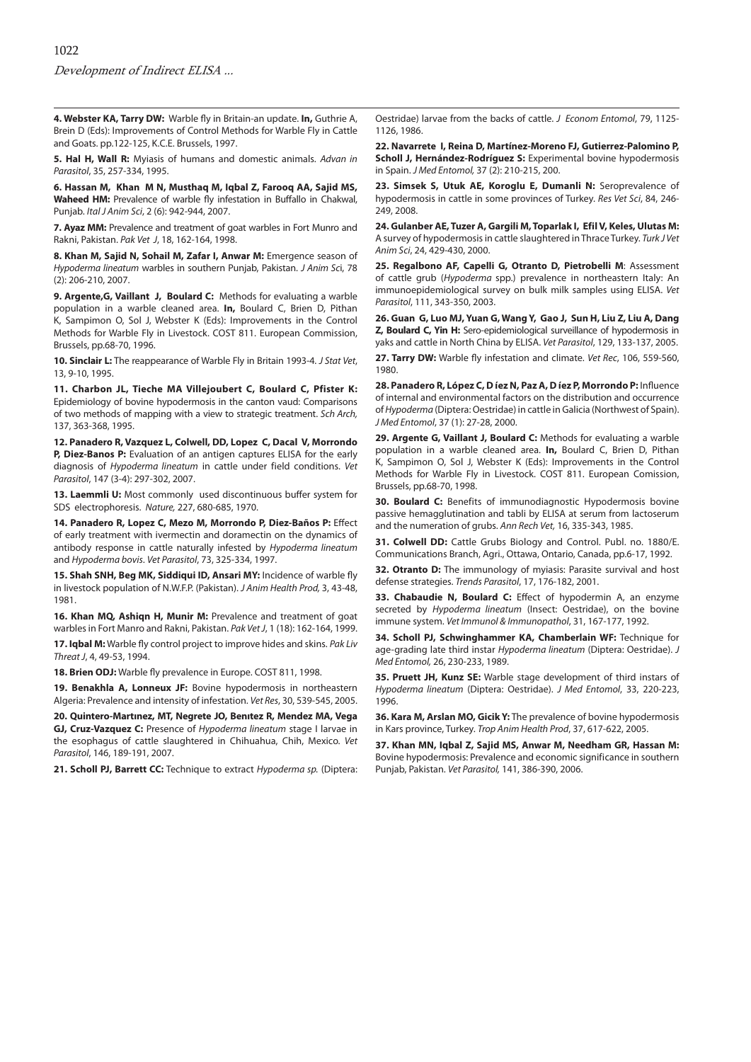**4. Webster KA, Tarry DW:** Warble fly in Britain-an update. **In,** Guthrie A, Brein D (Eds): Improvements of Control Methods for Warble Fly in Cattle and Goats. pp.122-125, K.C.E. Brussels, 1997.

**5. Hal H, Wall R:** Myiasis of humans and domestic animals. *Advan in Parasitol*, 35, 257-334, 1995.

**6. Hassan M, Khan M N, Musthaq M, Iqbal Z, Farooq AA, Sajid MS, Waheed HM:** Prevalence of warble fly infestation in Buffallo in Chakwal, Punjab. *Ital J Anim Sci*, 2 (6): 942-944, 2007.

**7. Ayaz MM:** Prevalence and treatment of goat warbles in Fort Munro and Rakni, Pakistan. *Pak Vet J*, 18, 162-164, 1998.

**8. Khan M, Sajid N, Sohail M, Zafar I, Anwar M:** Emergence season of *Hypoderma lineatum* warbles in southern Punjab, Pakistan. *J Anim Sc*i, 78 (2): 206-210, 2007.

**9. Argente,G, Vaillant J, Boulard C:** Methods for evaluating a warble population in a warble cleaned area. **In,** Boulard C, Brien D, Pithan K, Sampimon O, Sol J, Webster K (Eds): Improvements in the Control Methods for Warble Fly in Livestock. COST 811. European Commission, Brussels, pp.68-70, 1996.

**10. Sinclair L:** The reappearance of Warble Fly in Britain 1993-4. *J Stat Vet*, 13, 9-10, 1995.

**11. Charbon JL, Tieche MA Villejoubert C, Boulard C, Pfister K:** Epidemiology of bovine hypodermosis in the canton vaud: Comparisons of two methods of mapping with a view to strategic treatment. *Sch Arch,* 137, 363-368, 1995.

**12. Panadero R, Vazquez L, Colwell, DD, Lopez C, Dacal V, Morrondo P, Diez-Banos P:** Evaluation of an antigen captures ELISA for the early diagnosis of *Hypoderma lineatum* in cattle under field conditions. *Vet Parasitol*, 147 (3-4): 297-302, 2007.

**13. Laemmli U:** Most commonly used discontinuous buffer system for SDS electrophoresis. *Nature,* 227, 680-685, 1970.

**14. Panadero R, Lopez C, Mezo M, Morrondo P, Diez-Baños P:** Effect of early treatment with ivermectin and doramectin on the dynamics of antibody response in cattle naturally infested by *Hypoderma lineatum* and *Hypoderma bovis*. *Vet Parasitol*, 73, 325-334, 1997.

**15. Shah SNH, Beg MK, Siddiqui ID, Ansari MY:** Incidence of warble fly in livestock population of N.W.F.P. (Pakistan). *J Anim Health Prod,* 3, 43-48, 1981.

**16. Khan MQ, Ashiqn H, Munir M:** Prevalence and treatment of goat warbles in Fort Manro and Rakni, Pakistan. *Pak Vet J*, 1 (18): 162-164, 1999.

**17. Iqbal M:** Warble fly control project to improve hides and skins. *Pak Liv Threat J*, 4, 49-53, 1994.

**18. Brien ODJ:** Warble fly prevalence in Europe. COST 811, 1998.

**19. Benakhla A, Lonneux JF:** Bovine hypodermosis in northeastern Algeria: Prevalence and intensity of infestation. *Vet Res*, 30, 539-545, 2005.

**20. Quintero-Martınez, MT, Negrete JO, Benıtez R, Mendez MA, Vega GJ, Cruz-Vazquez C:** Presence of *Hypoderma lineatum* stage I larvae in the esophagus of cattle slaughtered in Chihuahua, Chih, Mexico. *Vet Parasitol*, 146, 189-191, 2007.

**21. Scholl PJ, Barrett CC:** Technique to extract *Hypoderma sp.* (Diptera: Oestridae) larvae from the backs of cattle. *J Econom Entomol*, 79, 1125-1126, 1986.

**22. Navarrete I, Reina D, Martínez-Moreno FJ, Gutierrez-Palomino P, Scholl J, Hernández-Rodríguez S:** Experimental bovine hypodermosis in Spain. *J Med Entomol,* 37 (2): 210-215, 200.

**23. Simsek S, Utuk AE, Koroglu E, Dumanli N:** Seroprevalence of hypodermosis in cattle in some provinces of Turkey. *Res Vet Sci*, 84, 246-249, 2008.

**24. Gulanber AE, Tuzer A, Gargili M, Toparlak I, Efil V, Keles, Ulutas M:** A survey of hypodermosis in cattle slaughtered in Thrace Turkey. *Turk J Vet Anim Sci*, 24, 429-430, 2000.

**25. Regalbono AF, Capelli G, Otranto D, Pietrobelli M**: Assessment of cattle grub (*Hypoderma* spp.) prevalence in northeastern Italy: An immunoepidemiological survey on bulk milk samples using ELISA. *Vet Parasitol*, 111, 343-350, 2003.

**26. Guan G, Luo MJ, Yuan G, Wang Y, Gao J, Sun H, Liu Z, Liu A, Dang Z, Boulard C, Yin H:** Sero-epidemiological surveillance of hypodermosis in yaks and cattle in North China by ELISA. *Vet Parasitol*, 129, 133-137, 2005.

**27. Tarry DW:** Warble fly infestation and climate. *Vet Rec*, 106, 559-560, 1980.

**28. Panadero R, López C, D íez N, Paz A, D íez P, Morrondo P:** Influence of internal and environmental factors on the distribution and occurrence of *Hypoderma* (Diptera: Oestridae) in cattle in Galicia (Northwest of Spain). *J Med Entomol*, 37 (1): 27-28, 2000.

**29. Argente G, Vaillant J, Boulard C:** Methods for evaluating a warble population in a warble cleaned area. **In,** Boulard C, Brien D, Pithan K, Sampimon O, Sol J, Webster K (Eds): Improvements in the Control Methods for Warble Fly in Livestock. COST 811. European Comission, Brussels, pp.68-70, 1998.

**30. Boulard C:** Benefits of immunodiagnostic Hypodermosis bovine passive hemagglutination and tabli by ELISA at serum from lactoserum and the numeration of grubs. *Ann Rech Vet,* 16, 335-343, 1985.

**31. Colwell DD:** Cattle Grubs Biology and Control. Publ. no. 1880/E. Communications Branch, Agri., Ottawa, Ontario, Canada, pp.6-17, 1992.

**32. Otranto D:** The immunology of myiasis: Parasite survival and host defense strategies. *Trends Parasitol*, 17, 176-182, 2001.

**33. Chabaudie N, Boulard C:** Effect of hypodermin A, an enzyme secreted by *Hypoderma lineatum* (Insect: Oestridae), on the bovine immune system. *Vet Immunol & Immunopathol*, 31, 167-177, 1992.

**34. Scholl PJ, Schwinghammer KA, Chamberlain WF:** Technique for age-grading late third instar *Hypoderma lineatum* (Diptera: Oestridae). *J Med Entomol,* 26, 230-233, 1989.

**35. Pruett JH, Kunz SE:** Warble stage development of third instars of *Hypoderma lineatum* (Diptera: Oestridae). *J Med Entomol*, 33, 220-223, 1996.

**36. Kara M, Arslan MO, Gicik Y:** The prevalence of bovine hypodermosis in Kars province, Turkey. *Trop Anim Health Prod*, 37, 617-622, 2005.

**37. Khan MN, Iqbal Z, Sajid MS, Anwar M, Needham GR, Hassan M:** Bovine hypodermosis: Prevalence and economic significance in southern Punjab, Pakistan. *Vet Parasitol,* 141, 386-390, 2006.